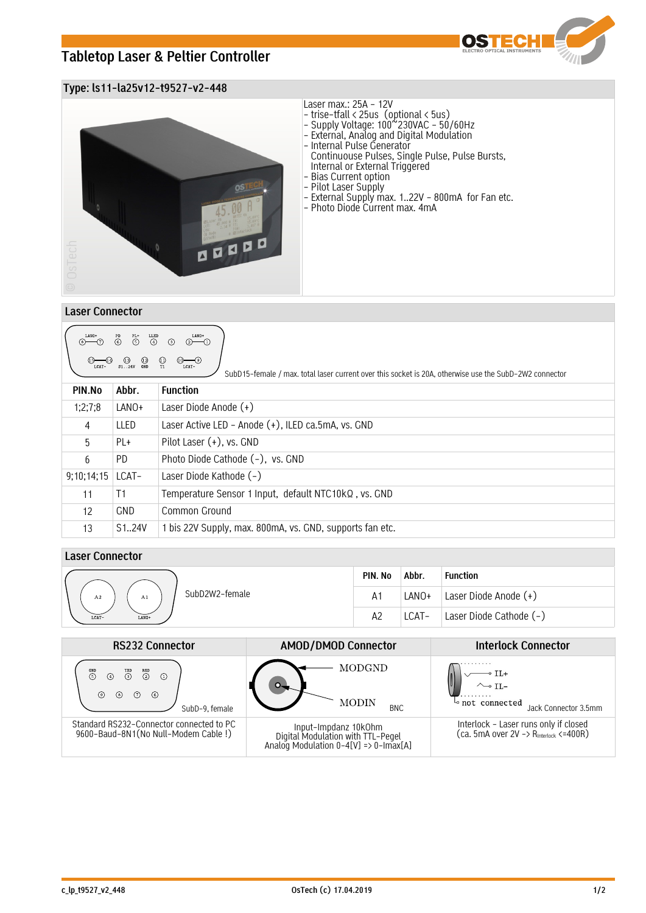# Tabletop Laser & Peltier Controller

## Type: ls11-la25v12-t9527-v2-448

Laser max.: 25A – 12V
- trise-tfall < 25us (optional < 5us)
- Supply Voltage: 100~230VAC – 50/60Hz
- External, Analog and Digital Modulation
- Internal Pulse Generator
  Continuouse Pulses, Single Pulse, Pulse Bursts, Internal or External Triggered
- Bias Current option
- Pilot Laser Supply
- External Supply max. 1..22V – 800mA for Fan etc.
- Photo Diode Current max. 4mA

## Laser Connector

SubD15-female / max. total laser current over this socket is 20A, otherwise use the SubD-2W2 connector

| PIN.No | Abbr. | Function |
|---|---|---|
| 1;2;7;8 | LANO+ | Laser Diode Anode (+) |
| 4 | LLED | Laser Active LED – Anode (+), ILED ca.5mA, vs. GND |
| 5 | PL+ | Pilot Laser (+), vs. GND |
| 6 | PD | Photo Diode Cathode (-), vs. GND |
| 9;10;14;15 | LCAT- | Laser Diode Kathode (-) |
| 11 | T1 | Temperature Sensor 1 Input, default NTC10kΩ , vs. GND |
| 12 | GND | Common Ground |
| 13 | S1..24V | 1 bis 22V Supply, max. 800mA, vs. GND, supports fan etc. |

## Laser Connector

SubD2W2-female

| PIN. No | Abbr. | Function |
|---|---|---|
| A1 | LANO+ | Laser Diode Anode (+) |
| A2 | LCAT- | Laser Diode Cathode (-) |

| RS232 Connector | AMOD/DMOD Connector | Interlock Connector |
|---|---|---|
| SubD-9, female | MODGND, MODIN, BNC | IL+, IL-, not connected, Jack Connector 3.5mm |
| Standard RS232-Connector connected to PC 9600-Baud-8N1(No Null-Modem Cable !) | Input-Impdanz 10kOhm Digital Modulation with TTL-Pegel Analog Modulation 0-4[V] => 0-Imax[A] | Interlock - Laser runs only if closed (ca. 5mA over 2V -> $R_{Interlock}$ <=400R) |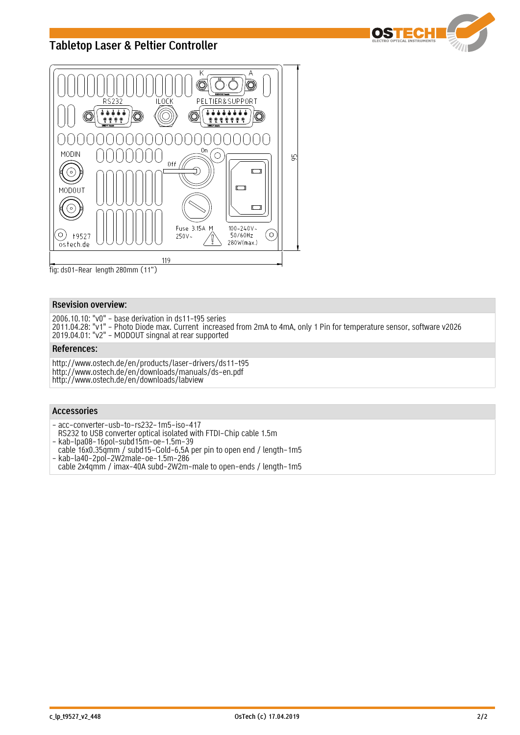# Tabletop Laser & Peltier Controller

K
A
RS232
ILOCK
PELTIER&SUPPORT
MODIN
On
Off
MODOUT
95
Fuse 3.15A M
250V~
100-240V~
50/60Hz
280W(max.)
t9527
ostech.de
119

fig: ds01-Rear length 280mm (11")

## Rsevision overview:

2006.10.10: "v0" - base derivation in ds11-t95 series
2011.04.28: "v1" - Photo Diode max. Current increased from 2mA to 4mA, only 1 Pin for temperature sensor, software v2026
2019.04.01: "v2" - MODOUT singnal at rear supported

## References:

http://www.ostech.de/en/products/laser-drivers/ds11-t95
http://www.ostech.de/en/downloads/manuals/ds-en.pdf
http://www.ostech.de/en/downloads/labview

## Accessories

- acc-converter-usb-to-rs232-1m5-iso-417
  RS232 to USB converter optical isolated with FTDI-Chip cable 1.5m
- kab-lpa08-16pol-subd15m-oe-1.5m-39
  cable 16x0.35qmm / subd15-Gold-6,5A per pin to open end / length-1m5
- kab-la40-2pol-2W2male-oe-1.5m-286
  cable 2x4qmm / imax-40A subd-2W2m-male to open-ends / length-1m5